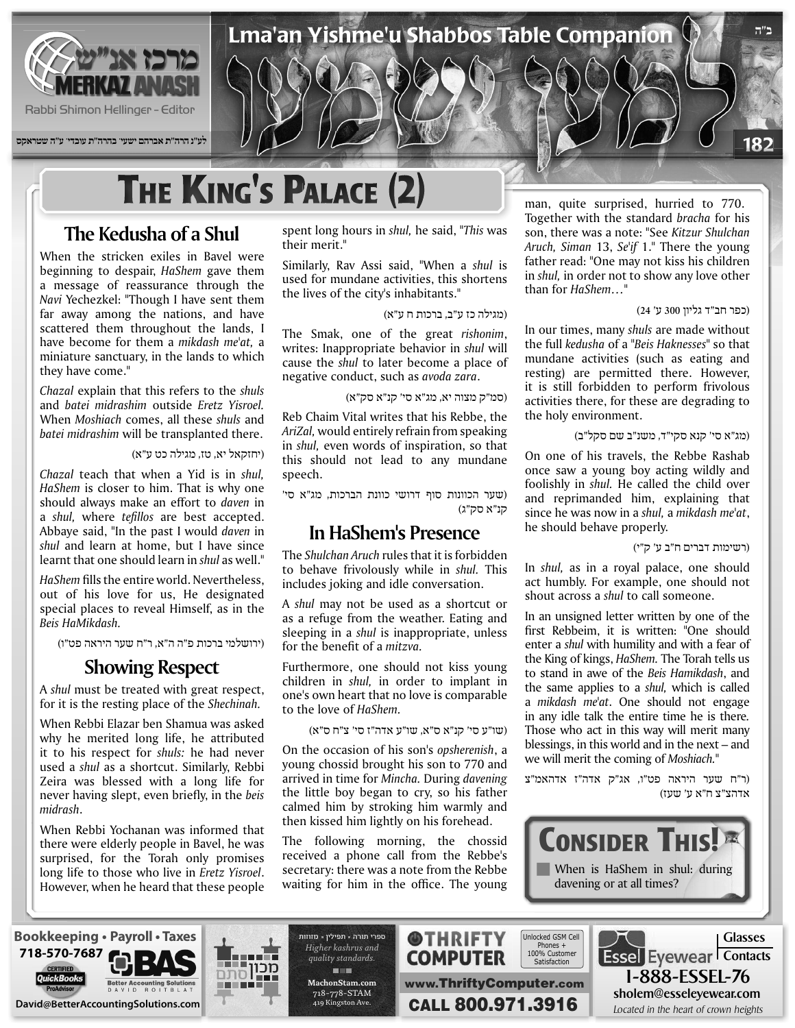# The King's Palace (2)

## The Kedusha of a Shul

When the stricken exiles in Bavel were beginning to despair, *HaShem* gave them a message of reassurance through the *Navi* Yechezkel: "Though I have sent them far away among the nations, and have scattered them throughout the lands, I have become for them a *mikdash me'at,* a miniature sanctuary, in the lands to which they have come."

*Chazal* explain that this refers to the *shuls* and *batei midrashim* outside *Eretz Yisroel.* When *Moshiach* comes, all these *shuls* and *batei midrashim* will be transplanted there.

(יחזקאל יא, טז, מגילה כט ע"א)

*Chazal* teach that when a Yid is in *shul, HaShem* is closer to him. That is why one should always make an effort to *daven* in a *shul,* where *tefillos* are best accepted. Abbaye said, "In the past I would *daven* in *shul* and learn at home, but I have since learnt that one should learn in *shul* as well."

*HaShem* fills the entire world. Nevertheless, out of his love for us, He designated special places to reveal Himself, as in the *Beis HaMikdash.*

(ירושלמי ברכות פ"ה ה"א, ר"ח שער היראה פט"ו)

## Showing Respect

A *shul* must be treated with great respect, for it is the resting place of the *Shechinah.*

When Rebbi Elazar ben Shamua was asked why he merited long life, he attributed it to his respect for *shuls:* he had never used a *shul* as a shortcut. Similarly, Rebbi Zeira was blessed with a long life for never having slept, even briefly, in the *beis midrash*.

When Rebbi Yochanan was informed that there were elderly people in Bavel, he was surprised, for the Torah only promises long life to those who live in *Eretz Yisroel*. However, when he heard that these people spent long hours in *shul,* he said, "*This* was their merit."

Similarly, Rav Assi said, "When a *shul* is used for mundane activities, this shortens the lives of the city's inhabitants."

(מגילה כז ע"ב, ברכות ח ע"א)

The Smak, one of the great *rishonim*, writes: Inappropriate behavior in *shul* will cause the *shul* to later become a place of negative conduct, such as *avoda zara*.

(סמ"ק מצוה יא, מג"א סי' קנ"א סק"א)

Reb Chaim Vital writes that his Rebbe, the *AriZal,* would entirely refrain from speaking in *shul,* even words of inspiration, so that this should not lead to any mundane speech.

(שער הכוונות סוף דרושי כוונת הברכות, מג"א סי' קנ"א סק"ג)

## In HaShem's Presence

The *Shulchan Aruch* rules that it is forbidden to behave frivolously while in *shul.* This includes joking and idle conversation.

A *shul* may not be used as a shortcut or as a refuge from the weather. Eating and sleeping in a *shul* is inappropriate, unless for the benefit of a *mitzva*.

Furthermore, one should not kiss young children in *shul,* in order to implant in one's own heart that no love is comparable to the love of *HaShem.*

(שו"ע סי' קנ"א ס"א, שו"ע אדה"ז סי' צ"ח ס"א)

On the occasion of his son's *opsherenish*, a young chossid brought his son to 770 and arrived in time for *Mincha*. During *davening* the little boy began to cry, so his father calmed him by stroking him warmly and then kissed him lightly on his forehead.

The following morning, the chossid received a phone call from the Rebbe's secretary: there was a note from the Rebbe waiting for him in the office. The young man, quite surprised, hurried to 770. Together with the standard *bracha* for his son, there was a note: "See *Kitzur Shulchan Aruch, Siman* 13, *Se'if* 1." There the young father read: "One may not kiss his children in *shul,* in order not to show any love other than for *HaShem…*"

(כפר חב"ד גליון 300 ע' 24)

In our times, many *shuls* are made without the full *kedusha* of a "*Beis Haknesses*" so that mundane activities (such as eating and resting) are permitted there. However, it is still forbidden to perform frivolous activities there, for these are degrading to the holy environment.

(מג"א סי' קנא סקי"ד, משנ"ב שם סקל"ב)

On one of his travels, the Rebbe Rashab once saw a young boy acting wildly and foolishly in *shul.* He called the child over and reprimanded him, explaining that since he was now in a *shul,* a *mikdash me'at*, he should behave properly.

(רשימות דברים ח"ב ע' ק"י)

In *shul,* as in a royal palace, one should act humbly. For example, one should not shout across a *shul* to call someone.

In an unsigned letter written by one of the first Rebbeim, it is written: "One should enter a *shul* with humility and with a fear of the King of kings, *HaShem.* The Torah tells us to stand in awe of the *Beis Hamikdash*, and the same applies to a *shul,* which is called a *mikdash me'at*. One should not engage in any idle talk the entire time he is there. Those who act in this way will merit many blessings, in this world and in the next – and we will merit the coming of *Moshiach.*"

(ר"ח שער היראה פט"ו, אג"ק אדה"ז אדהאמ"צ אדהצ"צ ח"א ע' שעז)

## Consider This!

When is HaShem in shul: during davening or at all times?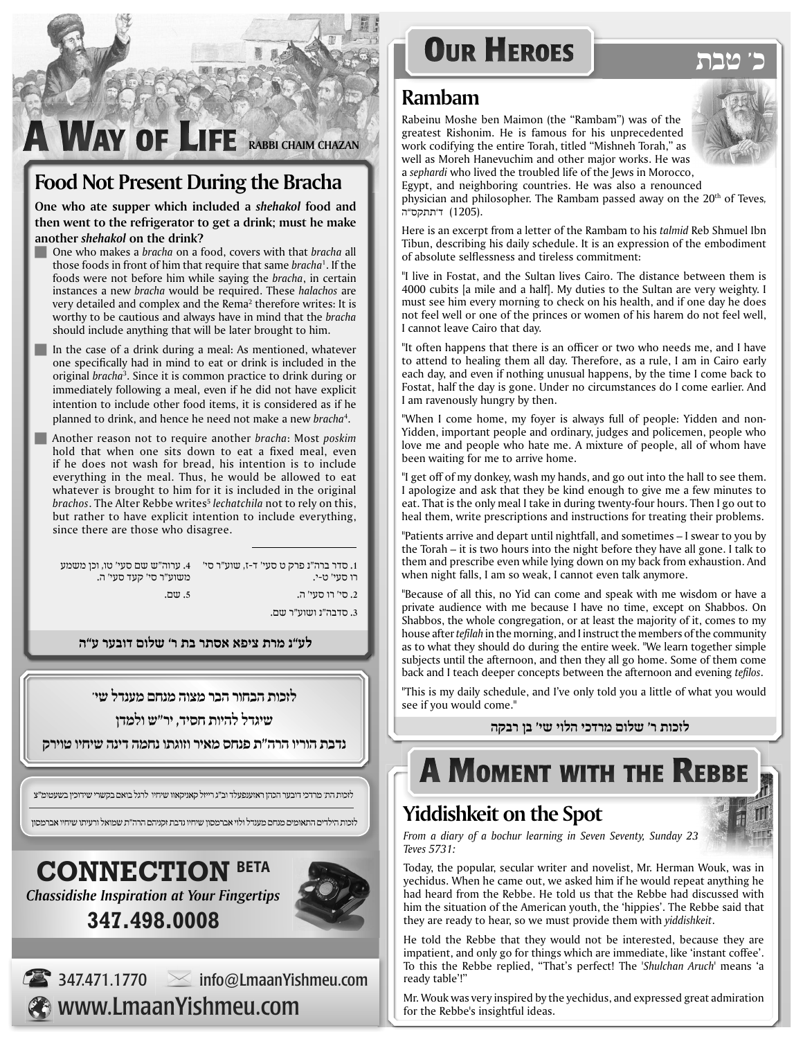# A Way of Life

RABBI CHAIM CHAZAN

## Food Not Present During the Bracha

**One who ate supper which included a *shehakol* food and then went to the refrigerator to get a drink; must he make another *shehakol* on the drink?**

- One who makes a *bracha* on a food, covers with that *bracha* all those foods in front of him that require that same *bracha*[1]. If the foods were not before him while saying the *bracha*, in certain instances a new *bracha* would be required. These *halachos* are very detailed and complex and the Rema[2] therefore writes: It is worthy to be cautious and always have in mind that the *bracha* should include anything that will be later brought to him.
- In the case of a drink during a meal: As mentioned, whatever one specifically had in mind to eat or drink is included in the original *bracha*[3]. Since it is common practice to drink during or immediately following a meal, even if he did not have explicit intention to include other food items, it is considered as if he planned to drink, and hence he need not make a new *bracha*[4].
- Another reason not to require another *bracha*: Most *poskim* hold that when one sits down to eat a fixed meal, even if he does not wash for bread, his intention is to include everything in the meal. Thus, he would be allowed to eat whatever is brought to him for it is included in the original *brachos*. The Alter Rebbe writes[5] *lechatchila* not to rely on this, but rather to have explicit intention to include everything, since there are those who disagree.

1. סדר ברה"נ פרק ט סעי' ד-ז, שוע"ר סי' רו סעי' ט-י.
2. סי' רו סעי' ה.
3. סדבה"נ ושוע"ר שם.
4. ערוה"ש שם סעי' טו, וכן משמע משוע"ר סי' קעד סעי' ה.
5. שם.

**לע"נ מרת ציפא אסתר בת ר' שלום דובער ע"ה**

**לזכות הבחור הבר מצוה מנחם מענדל שי'**
**שיגדל להיות חסיד, ירא"ש ולמדן**
**נדבת הוריו הרה"ת פנחס מאיר וזוגתו נחמה דינה שיחיו טוירק**

לזכות הת' מרדכי דובער הכהן ראזענפעלד וב"ג רייזל קאניקאוו שיחיו לרגל בואם בקשרי שידוכין בשעטומ"צ

לזכות הילדים התאומים מנחם מענדל ולוי אברמסון שיחיו נדבת זקניהם הרה"ת שמואל ורעיתו שיחיו אברמסון

**CONNECTION** BETA

*Chassidishe Inspiration at Your Fingertips*

**347.498.0008**

347.471.1770 info@LmaanYishmeu.com

www.LmaanYishmeu.com

# Our Heroes

כ' טבת

## Rambam

Rabeinu Moshe ben Maimon (the "Rambam") was of the greatest Rishonim. He is famous for his unprecedented work codifying the entire Torah, titled "Mishneh Torah," as well as Moreh Hanevuchim and other major works. He was a *sephardi* who lived the troubled life of the Jews in Morocco, Egypt, and neighboring countries. He was also a renounced physician and philosopher. The Rambam passed away on the 20th of Teves, ד'תתקס"ה (1205).

Here is an excerpt from a letter of the Rambam to his *talmid* Reb Shmuel Ibn Tibun, describing his daily schedule. It is an expression of the embodiment of absolute selflessness and tireless commitment:

"I live in Fostat, and the Sultan lives Cairo. The distance between them is 4000 cubits [a mile and a half]. My duties to the Sultan are very weighty. I must see him every morning to check on his health, and if one day he does not feel well or one of the princes or women of his harem do not feel well, I cannot leave Cairo that day.

"It often happens that there is an officer or two who needs me, and I have to attend to healing them all day. Therefore, as a rule, I am in Cairo early each day, and even if nothing unusual happens, by the time I come back to Fostat, half the day is gone. Under no circumstances do I come earlier. And I am ravenously hungry by then.

"When I come home, my foyer is always full of people: Yidden and non-Yidden, important people and ordinary, judges and policemen, people who love me and people who hate me. A mixture of people, all of whom have been waiting for me to arrive home.

"I get off of my donkey, wash my hands, and go out into the hall to see them. I apologize and ask that they be kind enough to give me a few minutes to eat. That is the only meal I take in during twenty-four hours. Then I go out to heal them, write prescriptions and instructions for treating their problems.

"Patients arrive and depart until nightfall, and sometimes – I swear to you by the Torah – it is two hours into the night before they have all gone. I talk to them and prescribe even while lying down on my back from exhaustion. And when night falls, I am so weak, I cannot even talk anymore.

"Because of all this, no Yid can come and speak with me wisdom or have a private audience with me because I have no time, except on Shabbos. On Shabbos, the whole congregation, or at least the majority of it, comes to my house after *tefilah* in the morning, and I instruct the members of the community as to what they should do during the entire week. "We learn together simple subjects until the afternoon, and then they all go home. Some of them come back and I teach deeper concepts between the afternoon and evening *tefilos*.

"This is my daily schedule, and I've only told you a little of what you would see if you would come."

**לזכות ר' שלום מרדכי הלוי שי' בן רבקה**

# A Moment with the Rebbe

## Yiddishkeit on the Spot

*From a diary of a bochur learning in Seven Seventy, Sunday 23 Teves 5731:*

Today, the popular, secular writer and novelist, Mr. Herman Wouk, was in yechidus. When he came out, we asked him if he would repeat anything he had heard from the Rebbe. He told us that the Rebbe had discussed with him the situation of the American youth, the 'hippies'. The Rebbe said that they are ready to hear, so we must provide them with *yiddishkeit*.

He told the Rebbe that they would not be interested, because they are impatient, and only go for things which are immediate, like 'instant coffee'. To this the Rebbe replied, "That's perfect! The '*Shulchan Aruch*' means 'a ready table'!"

Mr. Wouk was very inspired by the yechidus, and expressed great admiration for the Rebbe's insightful ideas.